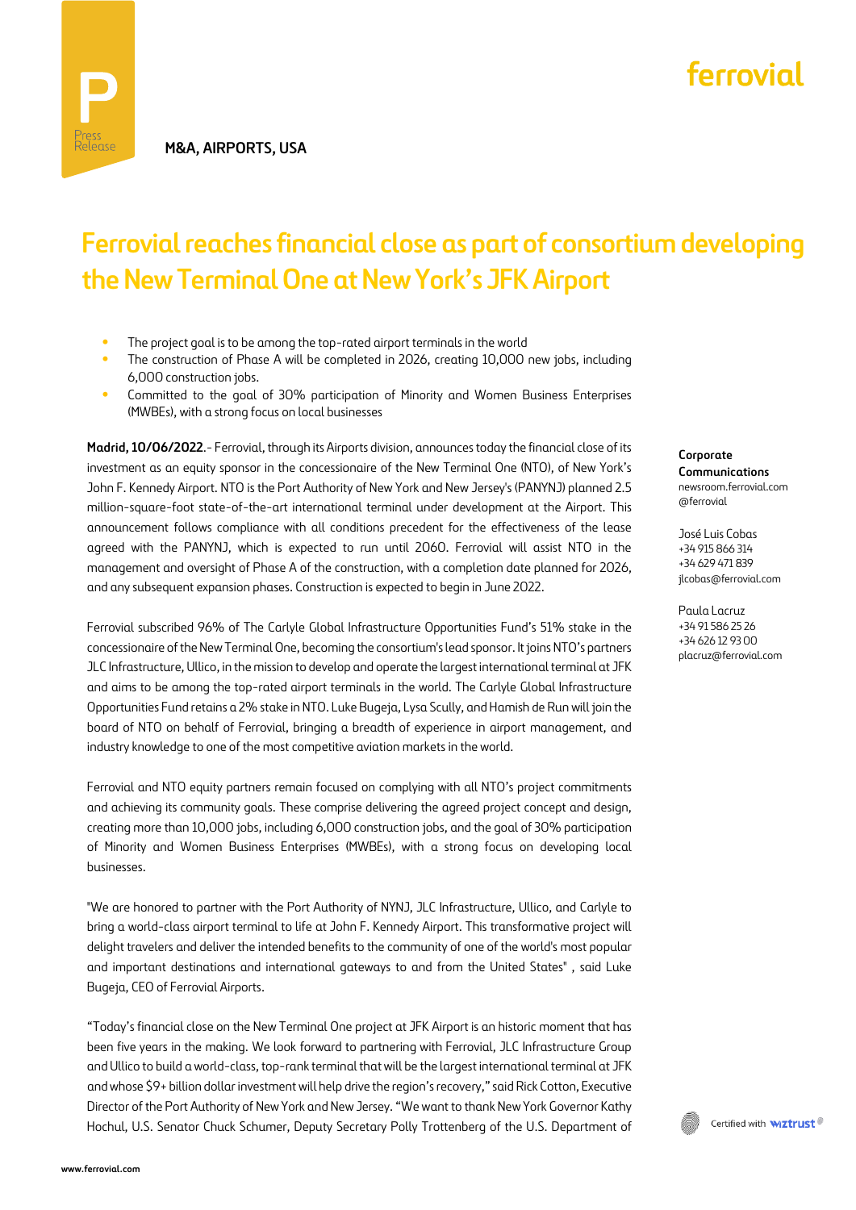**M&A, AIRPORTS, USA**

# Ferrovial reaches financial close as part of consortium developing the New Terminal One at New York's JFK Airport

- The project goal is to be among the top-rated airport terminals in the world
- The construction of Phase A will be completed in 2026, creating 10,000 new jobs, including 6,000 construction jobs.
- Committed to the goal of 30% participation of Minority and Women Business Enterprises (MWBEs), with a strong focus on local businesses

**Madrid, 10/06/2022**.- Ferrovial, through its Airports division, announces today the financial close of its investment as an equity sponsor in the concessionaire of the New Terminal One (NTO), of New York's John F. Kennedy Airport. NTO is the Port Authority of New York and New Jersey's (PANYNJ) planned 2.5 million-square-foot state-of-the-art international terminal under development at the Airport. This announcement follows compliance with all conditions precedent for the effectiveness of the lease agreed with the PANYNJ, which is expected to run until 2060. Ferrovial will assist NTO in the management and oversight of Phase A of the construction, with a completion date planned for 2026, and any subsequent expansion phases. Construction is expected to begin in June 2022.

Ferrovial subscribed 96% of The Carlyle Global Infrastructure Opportunities Fund's 51% stake in the concessionaire of the New Terminal One, becoming the consortium's lead sponsor. It joins NTO's partners JLC Infrastructure, Ullico, in the mission to develop and operate the largest international terminal at JFK and aims to be among the top-rated airport terminals in the world. The Carlyle Global Infrastructure Opportunities Fund retains a 2% stake in NTO. Luke Bugeja, Lysa Scully, and Hamish de Run will join the board of NTO on behalf of Ferrovial, bringing a breadth of experience in airport management, and industry knowledge to one of the most competitive aviation markets in the world.

Ferrovial and NTO equity partners remain focused on complying with all NTO's project commitments and achieving its community goals. These comprise delivering the agreed project concept and design, creating more than 10,000 jobs, including 6,000 construction jobs, and the goal of 30% participation of Minority and Women Business Enterprises (MWBEs), with a strong focus on developing local businesses.

"We are honored to partner with the Port Authority of NYNJ, JLC Infrastructure, Ullico, and Carlyle to bring a world-class airport terminal to life at John F. Kennedy Airport. This transformative project will delight travelers and deliver the intended benefits to the community of one of the world's most popular and important destinations and international gateways to and from the United States" , said Luke Bugeja, CEO of Ferrovial Airports.

"Today's financial close on the New Terminal One project at JFK Airport is an historic moment that has been five years in the making. We look forward to partnering with Ferrovial, JLC Infrastructure Group and Ullico to build a world-class, top-rank terminal that will be the largest international terminal at JFK and whose $9+ billion dollar investment will help drive the region's recovery," said Rick Cotton, Executive Director of the Port Authority of New York and New Jersey. "We want to thank New York Governor Kathy Hochul, U.S. Senator Chuck Schumer, Deputy Secretary Polly Trottenberg of the U.S. Department of

**Corporate Communications**
newsroom.ferrovial.com
@ferrovial

José Luis Cobas
+34 915 866 314
+34 629 471 839
jlcobas@ferrovial.com

Paula Lacruz
+34 91 586 25 26
+34 626 12 93 00
placruz@ferrovial.com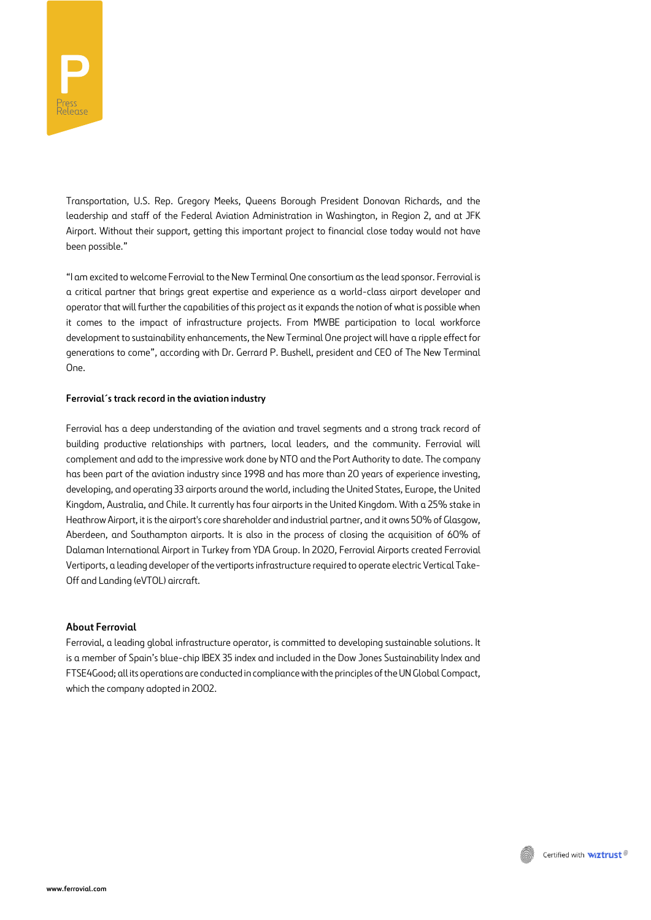Transportation, U.S. Rep. Gregory Meeks, Queens Borough President Donovan Richards, and the leadership and staff of the Federal Aviation Administration in Washington, in Region 2, and at JFK Airport. Without their support, getting this important project to financial close today would not have been possible."

"I am excited to welcome Ferrovial to the New Terminal One consortium as the lead sponsor. Ferrovial is a critical partner that brings great expertise and experience as a world-class airport developer and operator that will further the capabilities of this project as it expands the notion of what is possible when it comes to the impact of infrastructure projects. From MWBE participation to local workforce development to sustainability enhancements, the New Terminal One project will have a ripple effect for generations to come", according with Dr. Gerrard P. Bushell, president and CEO of The New Terminal One.

**Ferrovial´s track record in the aviation industry**

Ferrovial has a deep understanding of the aviation and travel segments and a strong track record of building productive relationships with partners, local leaders, and the community. Ferrovial will complement and add to the impressive work done by NTO and the Port Authority to date. The company has been part of the aviation industry since 1998 and has more than 20 years of experience investing, developing, and operating 33 airports around the world, including the United States, Europe, the United Kingdom, Australia, and Chile. It currently has four airports in the United Kingdom. With a 25% stake in Heathrow Airport, it is the airport's core shareholder and industrial partner, and it owns 50% of Glasgow, Aberdeen, and Southampton airports. It is also in the process of closing the acquisition of 60% of Dalaman International Airport in Turkey from YDA Group. In 2020, Ferrovial Airports created Ferrovial Vertiports, a leading developer of the vertiports infrastructure required to operate electric Vertical Take-Off and Landing (eVTOL) aircraft.

**About Ferrovial**

Ferrovial, a leading global infrastructure operator, is committed to developing sustainable solutions. It is a member of Spain's blue-chip IBEX 35 index and included in the Dow Jones Sustainability Index and FTSE4Good; all its operations are conducted in compliance with the principles of the UN Global Compact, which the company adopted in 2002.